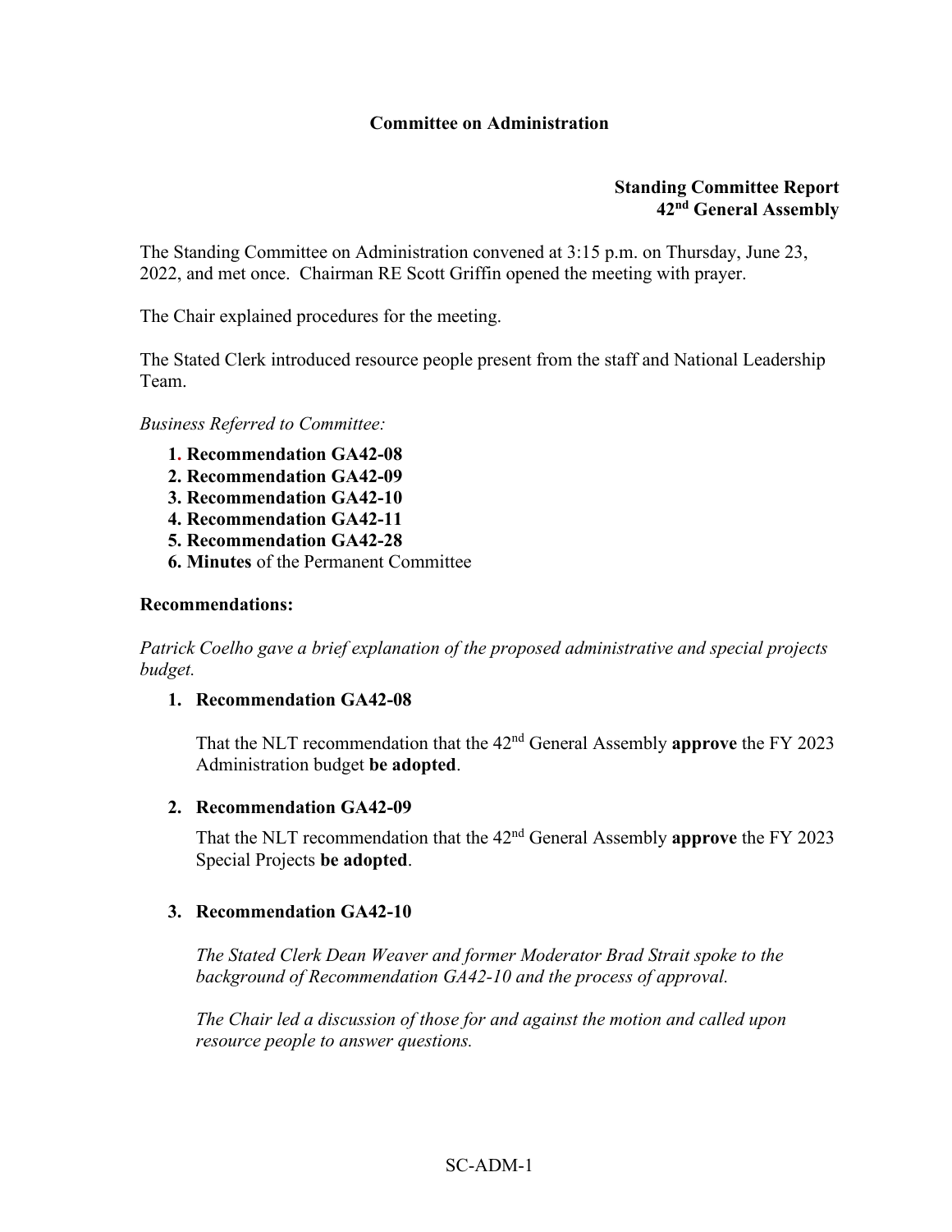**Committee on Administration**

**Standing Committee Report**
**42nd General Assembly**

The Standing Committee on Administration convened at 3:15 p.m. on Thursday, June 23, 2022, and met once. Chairman RE Scott Griffin opened the meeting with prayer.

The Chair explained procedures for the meeting.

The Stated Clerk introduced resource people present from the staff and National Leadership Team.

*Business Referred to Committee:*

1. **Recommendation GA42-08**
2. **Recommendation GA42-09**
3. **Recommendation GA42-10**
4. **Recommendation GA42-11**
5. **Recommendation GA42-28**
6. **Minutes** of the Permanent Committee

**Recommendations:**

*Patrick Coelho gave a brief explanation of the proposed administrative and special projects budget.*

1. **Recommendation GA42-08**

   That the NLT recommendation that the 42nd General Assembly **approve** the FY 2023 Administration budget **be adopted**.

2. **Recommendation GA42-09**

   That the NLT recommendation that the 42nd General Assembly **approve** the FY 2023 Special Projects **be adopted**.

3. **Recommendation GA42-10**

   *The Stated Clerk Dean Weaver and former Moderator Brad Strait spoke to the background of Recommendation GA42-10 and the process of approval.*

   *The Chair led a discussion of those for and against the motion and called upon resource people to answer questions.*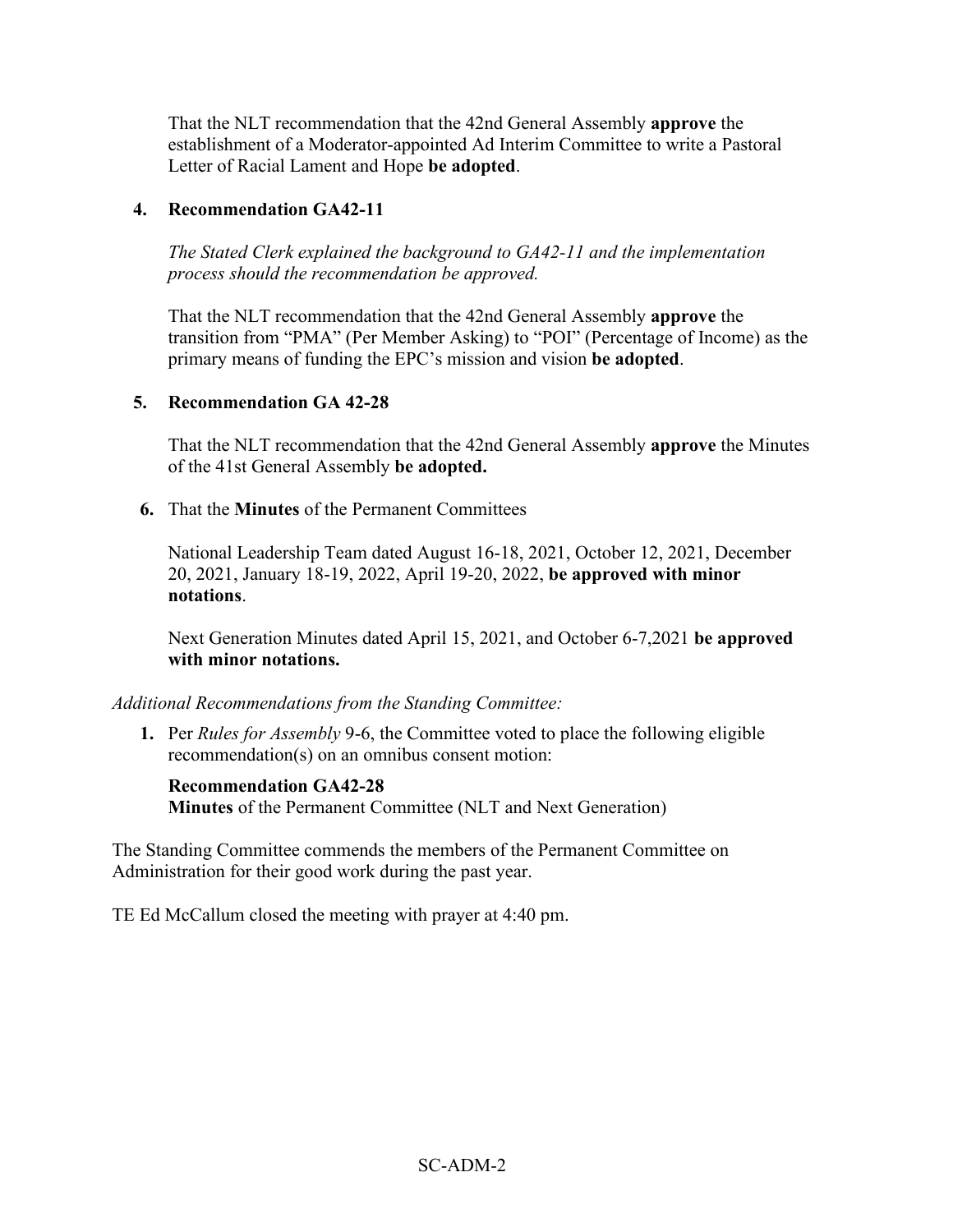That the NLT recommendation that the 42nd General Assembly **approve** the establishment of a Moderator-appointed Ad Interim Committee to write a Pastoral Letter of Racial Lament and Hope **be adopted**.

**4. Recommendation GA42-11**

*The Stated Clerk explained the background to GA42-11 and the implementation process should the recommendation be approved.*

That the NLT recommendation that the 42nd General Assembly **approve** the transition from "PMA" (Per Member Asking) to "POI" (Percentage of Income) as the primary means of funding the EPC's mission and vision **be adopted**.

**5. Recommendation GA 42-28**

That the NLT recommendation that the 42nd General Assembly **approve** the Minutes of the 41st General Assembly **be adopted.**

**6.** That the **Minutes** of the Permanent Committees

National Leadership Team dated August 16-18, 2021, October 12, 2021, December 20, 2021, January 18-19, 2022, April 19-20, 2022, **be approved with minor notations**.

Next Generation Minutes dated April 15, 2021, and October 6-7,2021 **be approved with minor notations.**

*Additional Recommendations from the Standing Committee:*

**1.** Per *Rules for Assembly* 9-6, the Committee voted to place the following eligible recommendation(s) on an omnibus consent motion:

**Recommendation GA42-28**
**Minutes** of the Permanent Committee (NLT and Next Generation)

The Standing Committee commends the members of the Permanent Committee on Administration for their good work during the past year.

TE Ed McCallum closed the meeting with prayer at 4:40 pm.

SC-ADM-2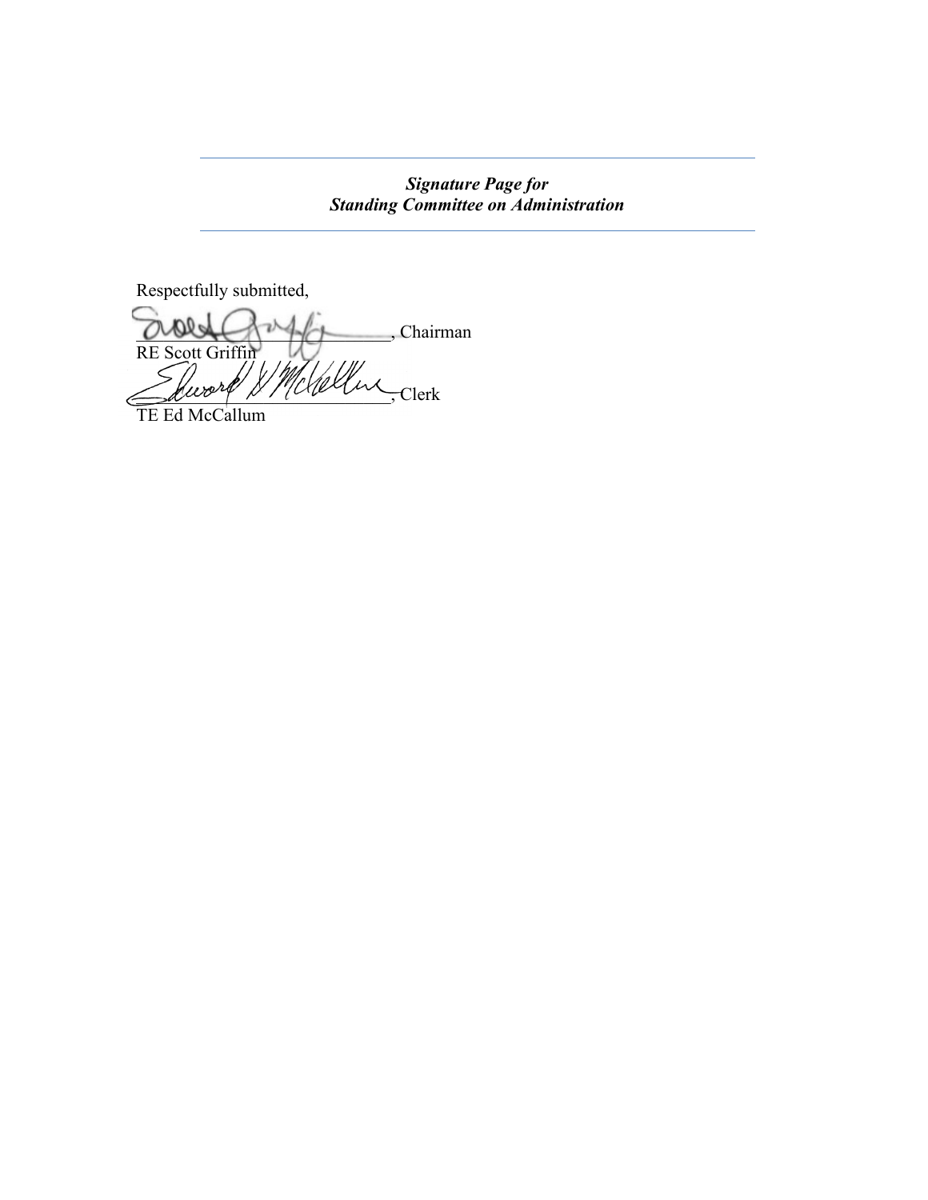***Signature Page for***
***Standing Committee on Administration***

Respectfully submitted,

_________________________, Chairman
RE Scott Griffin

_________________________, Clerk
TE Ed McCallum